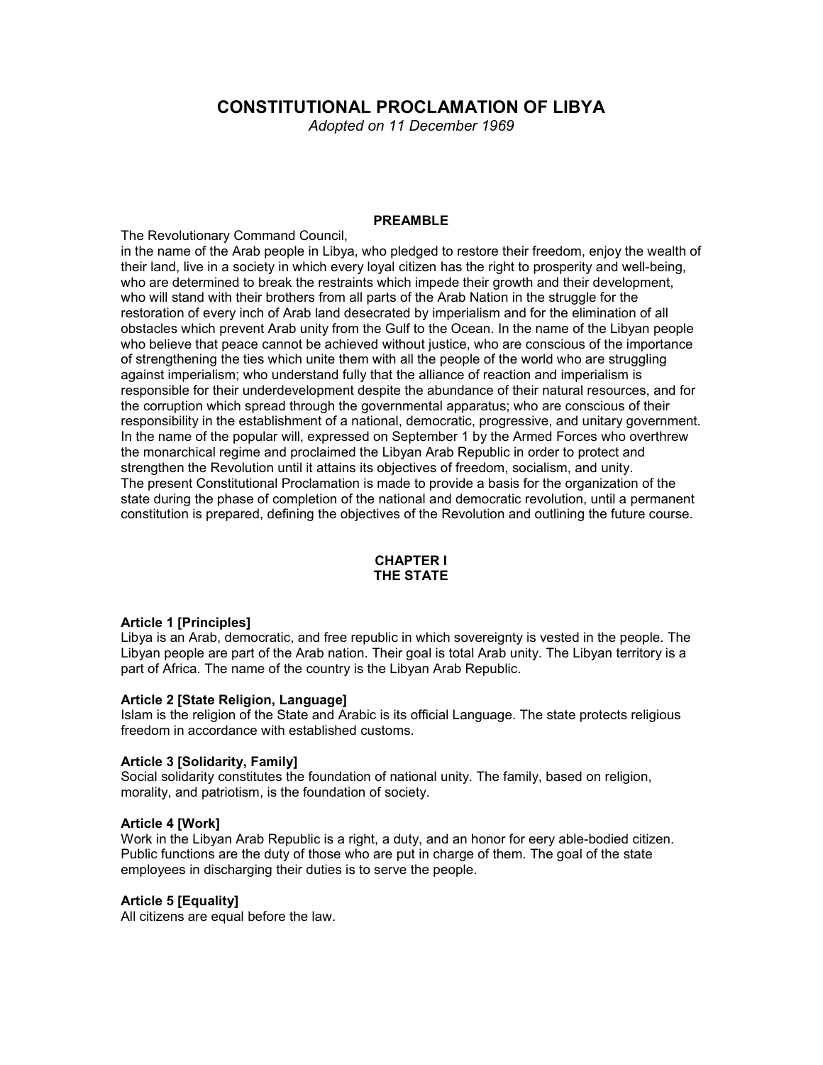# CONSTITUTIONAL PROCLAMATION OF LIBYA

*Adopted on 11 December 1969*

## PREAMBLE

The Revolutionary Command Council,
in the name of the Arab people in Libya, who pledged to restore their freedom, enjoy the wealth of their land, live in a society in which every loyal citizen has the right to prosperity and well-being, who are determined to break the restraints which impede their growth and their development, who will stand with their brothers from all parts of the Arab Nation in the struggle for the restoration of every inch of Arab land desecrated by imperialism and for the elimination of all obstacles which prevent Arab unity from the Gulf to the Ocean. In the name of the Libyan people who believe that peace cannot be achieved without justice, who are conscious of the importance of strengthening the ties which unite them with all the people of the world who are struggling against imperialism; who understand fully that the alliance of reaction and imperialism is responsible for their underdevelopment despite the abundance of their natural resources, and for the corruption which spread through the governmental apparatus; who are conscious of their responsibility in the establishment of a national, democratic, progressive, and unitary government. In the name of the popular will, expressed on September 1 by the Armed Forces who overthrew the monarchical regime and proclaimed the Libyan Arab Republic in order to protect and strengthen the Revolution until it attains its objectives of freedom, socialism, and unity.
The present Constitutional Proclamation is made to provide a basis for the organization of the state during the phase of completion of the national and democratic revolution, until a permanent constitution is prepared, defining the objectives of the Revolution and outlining the future course.

## CHAPTER I
## THE STATE

### Article 1 [Principles]

Libya is an Arab, democratic, and free republic in which sovereignty is vested in the people. The Libyan people are part of the Arab nation. Their goal is total Arab unity. The Libyan territory is a part of Africa. The name of the country is the Libyan Arab Republic.

### Article 2 [State Religion, Language]

Islam is the religion of the State and Arabic is its official Language. The state protects religious freedom in accordance with established customs.

### Article 3 [Solidarity, Family]

Social solidarity constitutes the foundation of national unity. The family, based on religion, morality, and patriotism, is the foundation of society.

### Article 4 [Work]

Work in the Libyan Arab Republic is a right, a duty, and an honor for eery able-bodied citizen. Public functions are the duty of those who are put in charge of them. The goal of the state employees in discharging their duties is to serve the people.

### Article 5 [Equality]

All citizens are equal before the law.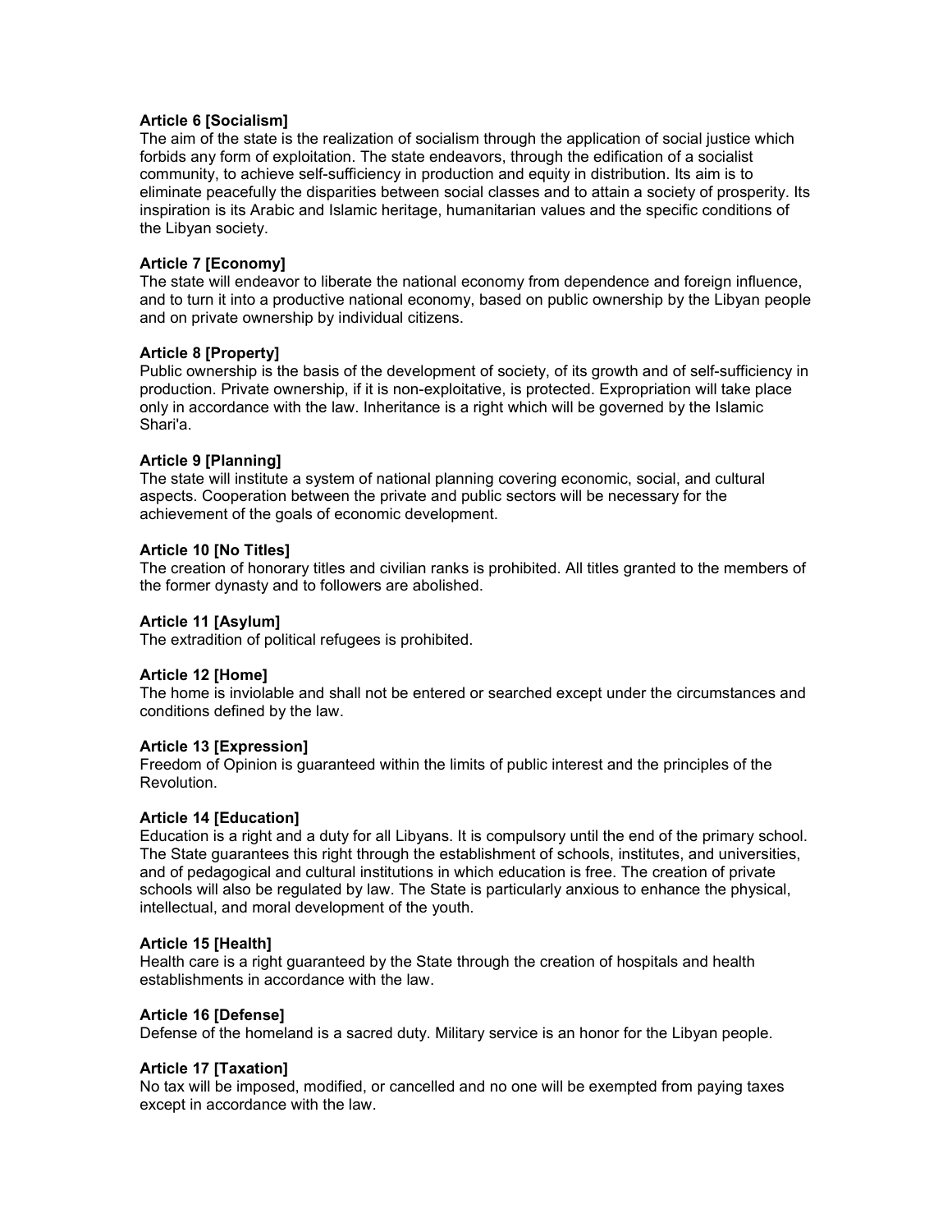**Article 6 [Socialism]**
The aim of the state is the realization of socialism through the application of social justice which forbids any form of exploitation. The state endeavors, through the edification of a socialist community, to achieve self-sufficiency in production and equity in distribution. Its aim is to eliminate peacefully the disparities between social classes and to attain a society of prosperity. Its inspiration is its Arabic and Islamic heritage, humanitarian values and the specific conditions of the Libyan society.

**Article 7 [Economy]**
The state will endeavor to liberate the national economy from dependence and foreign influence, and to turn it into a productive national economy, based on public ownership by the Libyan people and on private ownership by individual citizens.

**Article 8 [Property]**
Public ownership is the basis of the development of society, of its growth and of self-sufficiency in production. Private ownership, if it is non-exploitative, is protected. Expropriation will take place only in accordance with the law. Inheritance is a right which will be governed by the Islamic Shari'a.

**Article 9 [Planning]**
The state will institute a system of national planning covering economic, social, and cultural aspects. Cooperation between the private and public sectors will be necessary for the achievement of the goals of economic development.

**Article 10 [No Titles]**
The creation of honorary titles and civilian ranks is prohibited. All titles granted to the members of the former dynasty and to followers are abolished.

**Article 11 [Asylum]**
The extradition of political refugees is prohibited.

**Article 12 [Home]**
The home is inviolable and shall not be entered or searched except under the circumstances and conditions defined by the law.

**Article 13 [Expression]**
Freedom of Opinion is guaranteed within the limits of public interest and the principles of the Revolution.

**Article 14 [Education]**
Education is a right and a duty for all Libyans. It is compulsory until the end of the primary school. The State guarantees this right through the establishment of schools, institutes, and universities, and of pedagogical and cultural institutions in which education is free. The creation of private schools will also be regulated by law. The State is particularly anxious to enhance the physical, intellectual, and moral development of the youth.

**Article 15 [Health]**
Health care is a right guaranteed by the State through the creation of hospitals and health establishments in accordance with the law.

**Article 16 [Defense]**
Defense of the homeland is a sacred duty. Military service is an honor for the Libyan people.

**Article 17 [Taxation]**
No tax will be imposed, modified, or cancelled and no one will be exempted from paying taxes except in accordance with the law.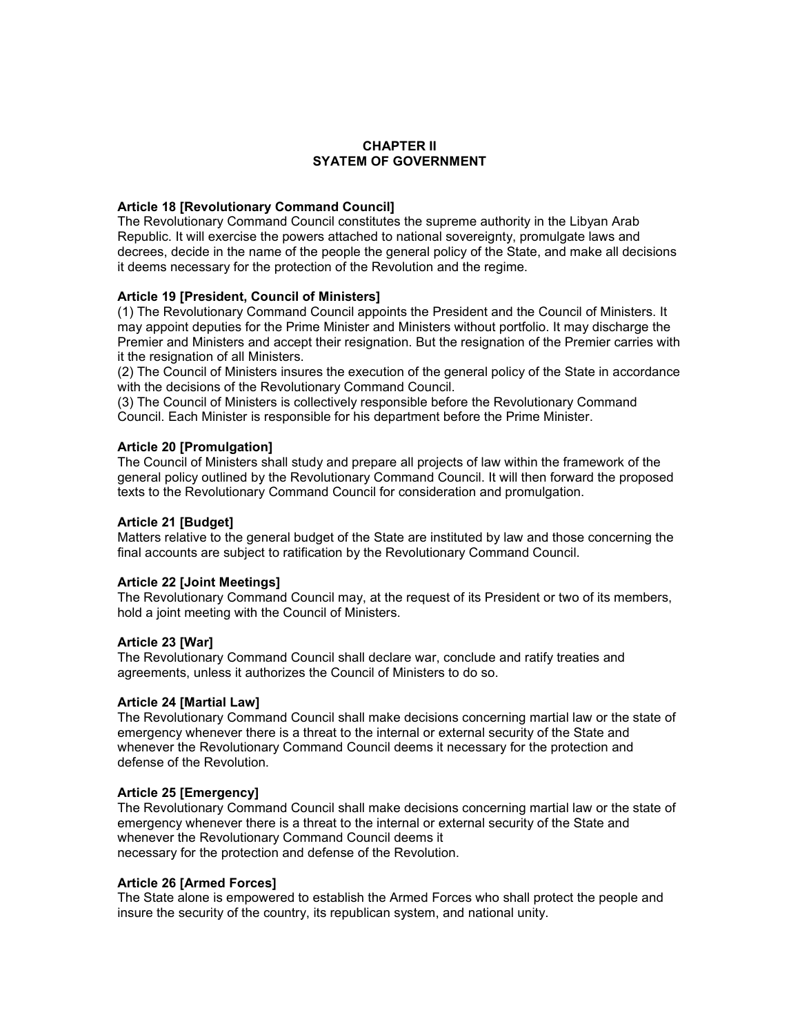## CHAPTER II
## SYATEM OF GOVERNMENT

**Article 18 [Revolutionary Command Council]**
The Revolutionary Command Council constitutes the supreme authority in the Libyan Arab Republic. It will exercise the powers attached to national sovereignty, promulgate laws and decrees, decide in the name of the people the general policy of the State, and make all decisions it deems necessary for the protection of the Revolution and the regime.

**Article 19 [President, Council of Ministers]**
(1) The Revolutionary Command Council appoints the President and the Council of Ministers. It may appoint deputies for the Prime Minister and Ministers without portfolio. It may discharge the Premier and Ministers and accept their resignation. But the resignation of the Premier carries with it the resignation of all Ministers.
(2) The Council of Ministers insures the execution of the general policy of the State in accordance with the decisions of the Revolutionary Command Council.
(3) The Council of Ministers is collectively responsible before the Revolutionary Command Council. Each Minister is responsible for his department before the Prime Minister.

**Article 20 [Promulgation]**
The Council of Ministers shall study and prepare all projects of law within the framework of the general policy outlined by the Revolutionary Command Council. It will then forward the proposed texts to the Revolutionary Command Council for consideration and promulgation.

**Article 21 [Budget]**
Matters relative to the general budget of the State are instituted by law and those concerning the final accounts are subject to ratification by the Revolutionary Command Council.

**Article 22 [Joint Meetings]**
The Revolutionary Command Council may, at the request of its President or two of its members, hold a joint meeting with the Council of Ministers.

**Article 23 [War]**
The Revolutionary Command Council shall declare war, conclude and ratify treaties and agreements, unless it authorizes the Council of Ministers to do so.

**Article 24 [Martial Law]**
The Revolutionary Command Council shall make decisions concerning martial law or the state of emergency whenever there is a threat to the internal or external security of the State and whenever the Revolutionary Command Council deems it necessary for the protection and defense of the Revolution.

**Article 25 [Emergency]**
The Revolutionary Command Council shall make decisions concerning martial law or the state of emergency whenever there is a threat to the internal or external security of the State and whenever the Revolutionary Command Council deems it necessary for the protection and defense of the Revolution.

**Article 26 [Armed Forces]**
The State alone is empowered to establish the Armed Forces who shall protect the people and insure the security of the country, its republican system, and national unity.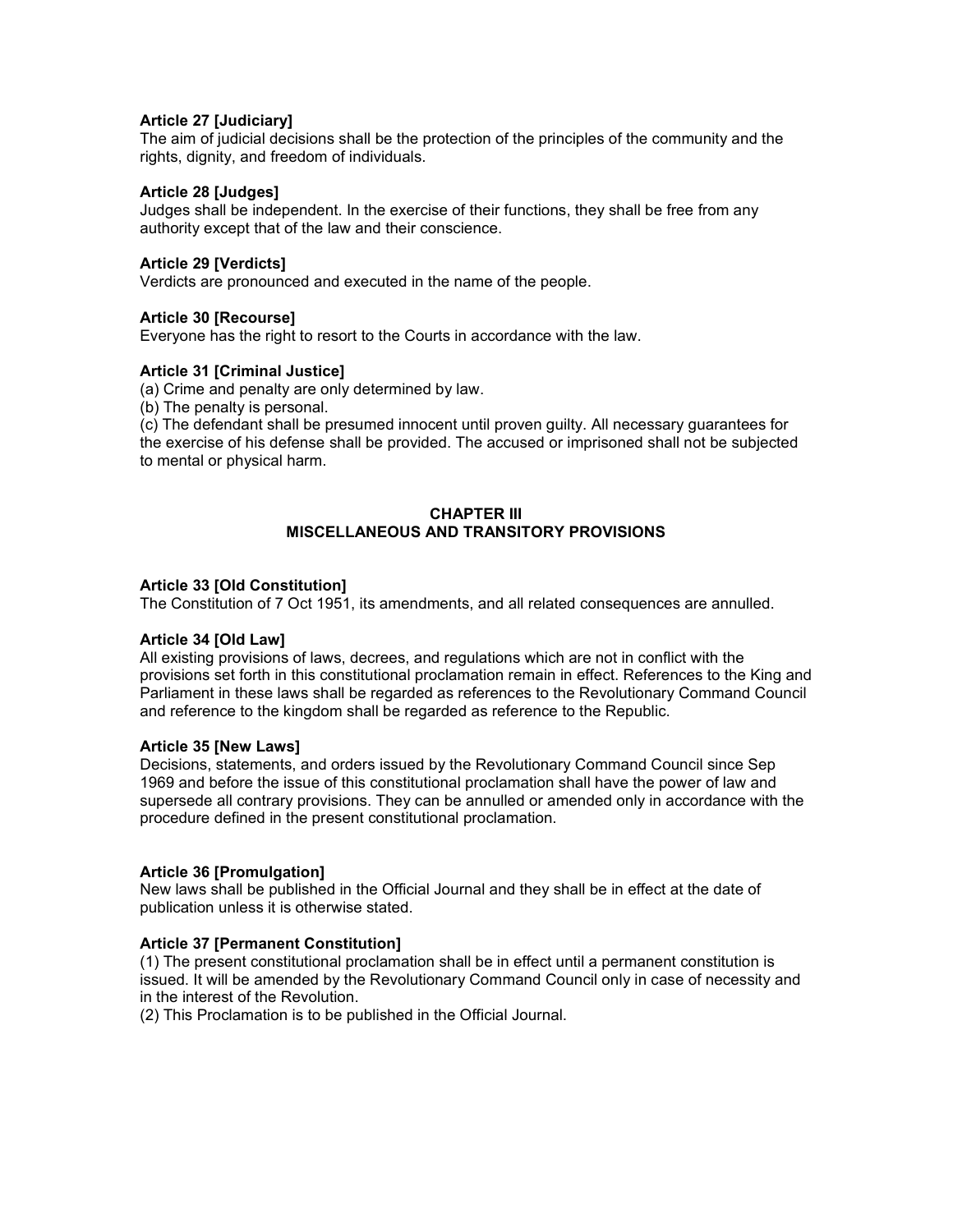**Article 27 [Judiciary]**
The aim of judicial decisions shall be the protection of the principles of the community and the rights, dignity, and freedom of individuals.

**Article 28 [Judges]**
Judges shall be independent. In the exercise of their functions, they shall be free from any authority except that of the law and their conscience.

**Article 29 [Verdicts]**
Verdicts are pronounced and executed in the name of the people.

**Article 30 [Recourse]**
Everyone has the right to resort to the Courts in accordance with the law.

**Article 31 [Criminal Justice]**
(a) Crime and penalty are only determined by law.
(b) The penalty is personal.
(c) The defendant shall be presumed innocent until proven guilty. All necessary guarantees for the exercise of his defense shall be provided. The accused or imprisoned shall not be subjected to mental or physical harm.

## CHAPTER III
## MISCELLANEOUS AND TRANSITORY PROVISIONS

**Article 33 [Old Constitution]**
The Constitution of 7 Oct 1951, its amendments, and all related consequences are annulled.

**Article 34 [Old Law]**
All existing provisions of laws, decrees, and regulations which are not in conflict with the provisions set forth in this constitutional proclamation remain in effect. References to the King and Parliament in these laws shall be regarded as references to the Revolutionary Command Council and reference to the kingdom shall be regarded as reference to the Republic.

**Article 35 [New Laws]**
Decisions, statements, and orders issued by the Revolutionary Command Council since Sep 1969 and before the issue of this constitutional proclamation shall have the power of law and supersede all contrary provisions. They can be annulled or amended only in accordance with the procedure defined in the present constitutional proclamation.

**Article 36 [Promulgation]**
New laws shall be published in the Official Journal and they shall be in effect at the date of publication unless it is otherwise stated.

**Article 37 [Permanent Constitution]**
(1) The present constitutional proclamation shall be in effect until a permanent constitution is issued. It will be amended by the Revolutionary Command Council only in case of necessity and in the interest of the Revolution.
(2) This Proclamation is to be published in the Official Journal.